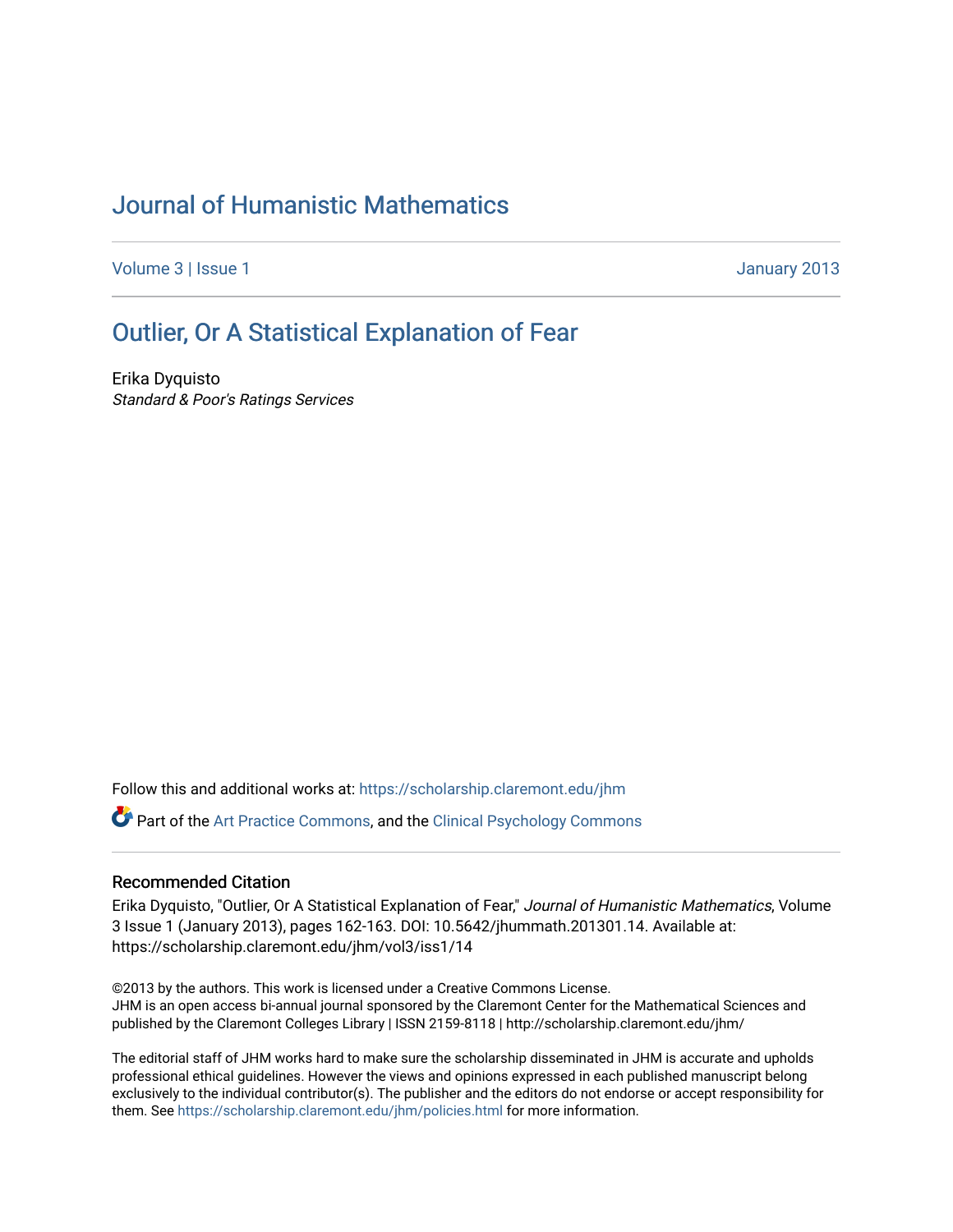# Journal of Humanistic Mathematics

Volume 3 | Issue 1 January 2013

## Outlier, Or A Statistical Explanation of Fear

Erika Dyquisto

*Standard & Poor's Ratings Services*

Follow this and additional works at: https://scholarship.claremont.edu/jhm

Part of the Art Practice Commons, and the Clinical Psychology Commons

### Recommended Citation

Erika Dyquisto, "Outlier, Or A Statistical Explanation of Fear," *Journal of Humanistic Mathematics*, Volume 3 Issue 1 (January 2013), pages 162-163. DOI: 10.5642/jhummath.201301.14. Available at: https://scholarship.claremont.edu/jhm/vol3/iss1/14

©2013 by the authors. This work is licensed under a Creative Commons License.
JHM is an open access bi-annual journal sponsored by the Claremont Center for the Mathematical Sciences and published by the Claremont Colleges Library | ISSN 2159-8118 | http://scholarship.claremont.edu/jhm/

The editorial staff of JHM works hard to make sure the scholarship disseminated in JHM is accurate and upholds professional ethical guidelines. However the views and opinions expressed in each published manuscript belong exclusively to the individual contributor(s). The publisher and the editors do not endorse or accept responsibility for them. See https://scholarship.claremont.edu/jhm/policies.html for more information.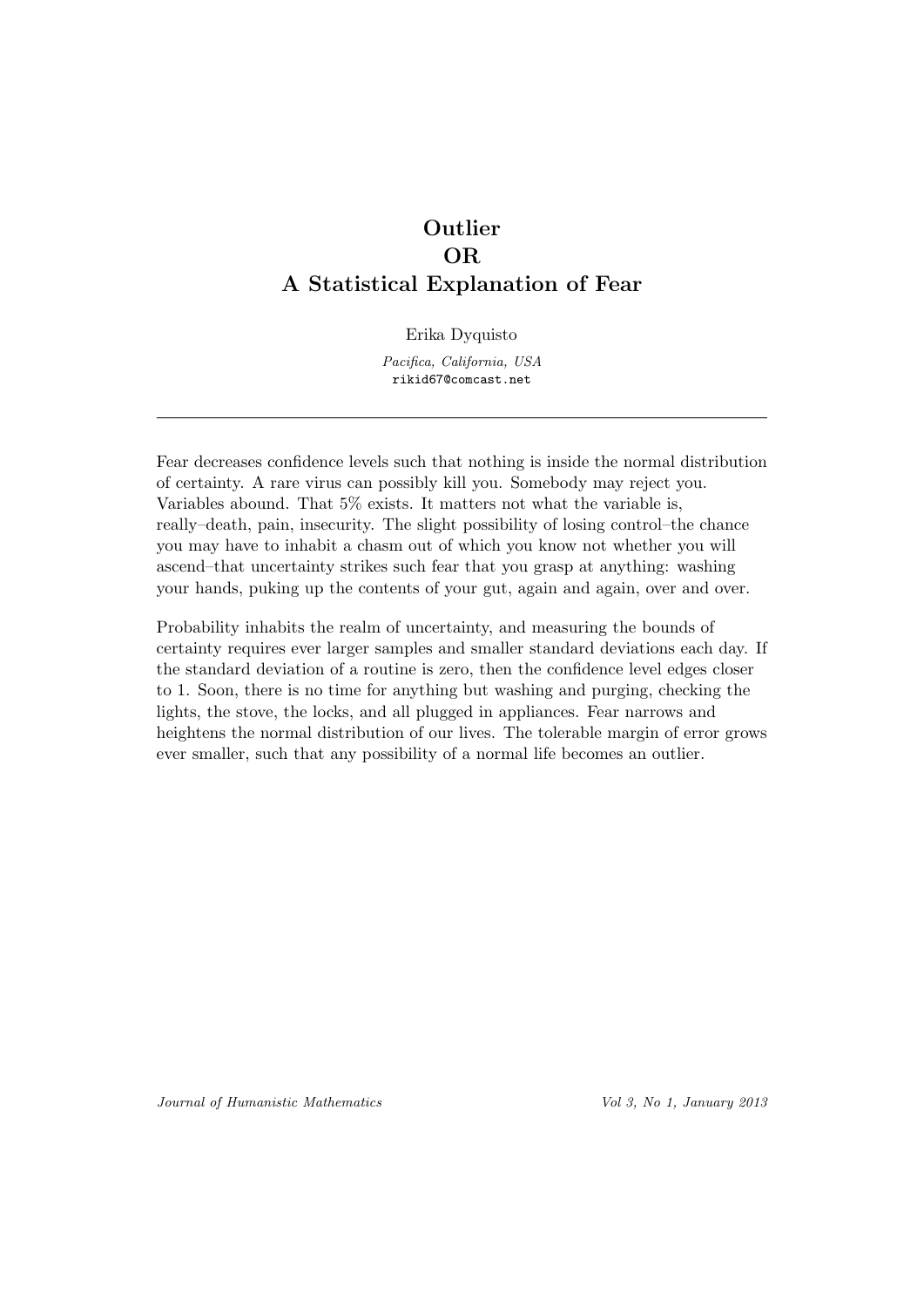# Outlier
# OR
# A Statistical Explanation of Fear

Erika Dyquisto

*Pacifica, California, USA*
rikid67@comcast.net

---

Fear decreases confidence levels such that nothing is inside the normal distribution of certainty. A rare virus can possibly kill you. Somebody may reject you. Variables abound. That 5% exists. It matters not what the variable is, really–death, pain, insecurity. The slight possibility of losing control–the chance you may have to inhabit a chasm out of which you know not whether you will ascend–that uncertainty strikes such fear that you grasp at anything: washing your hands, puking up the contents of your gut, again and again, over and over.

Probability inhabits the realm of uncertainty, and measuring the bounds of certainty requires ever larger samples and smaller standard deviations each day. If the standard deviation of a routine is zero, then the confidence level edges closer to 1. Soon, there is no time for anything but washing and purging, checking the lights, the stove, the locks, and all plugged in appliances. Fear narrows and heightens the normal distribution of our lives. The tolerable margin of error grows ever smaller, such that any possibility of a normal life becomes an outlier.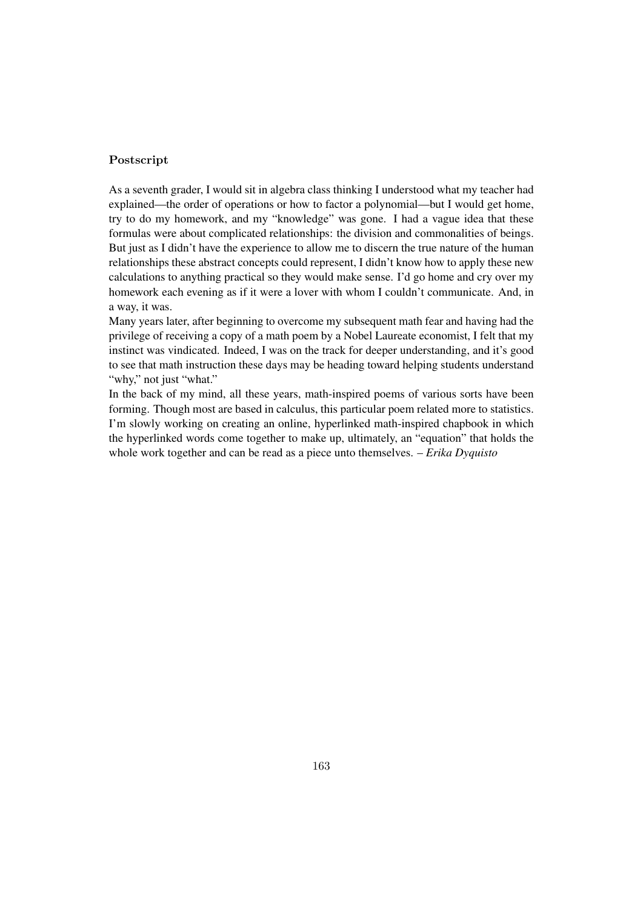### Postscript

As a seventh grader, I would sit in algebra class thinking I understood what my teacher had explained—the order of operations or how to factor a polynomial—but I would get home, try to do my homework, and my "knowledge" was gone. I had a vague idea that these formulas were about complicated relationships: the division and commonalities of beings. But just as I didn't have the experience to allow me to discern the true nature of the human relationships these abstract concepts could represent, I didn't know how to apply these new calculations to anything practical so they would make sense. I'd go home and cry over my homework each evening as if it were a lover with whom I couldn't communicate. And, in a way, it was.

Many years later, after beginning to overcome my subsequent math fear and having had the privilege of receiving a copy of a math poem by a Nobel Laureate economist, I felt that my instinct was vindicated. Indeed, I was on the track for deeper understanding, and it's good to see that math instruction these days may be heading toward helping students understand "why," not just "what."

In the back of my mind, all these years, math-inspired poems of various sorts have been forming. Though most are based in calculus, this particular poem related more to statistics. I'm slowly working on creating an online, hyperlinked math-inspired chapbook in which the hyperlinked words come together to make up, ultimately, an "equation" that holds the whole work together and can be read as a piece unto themselves. – *Erika Dyquisto*